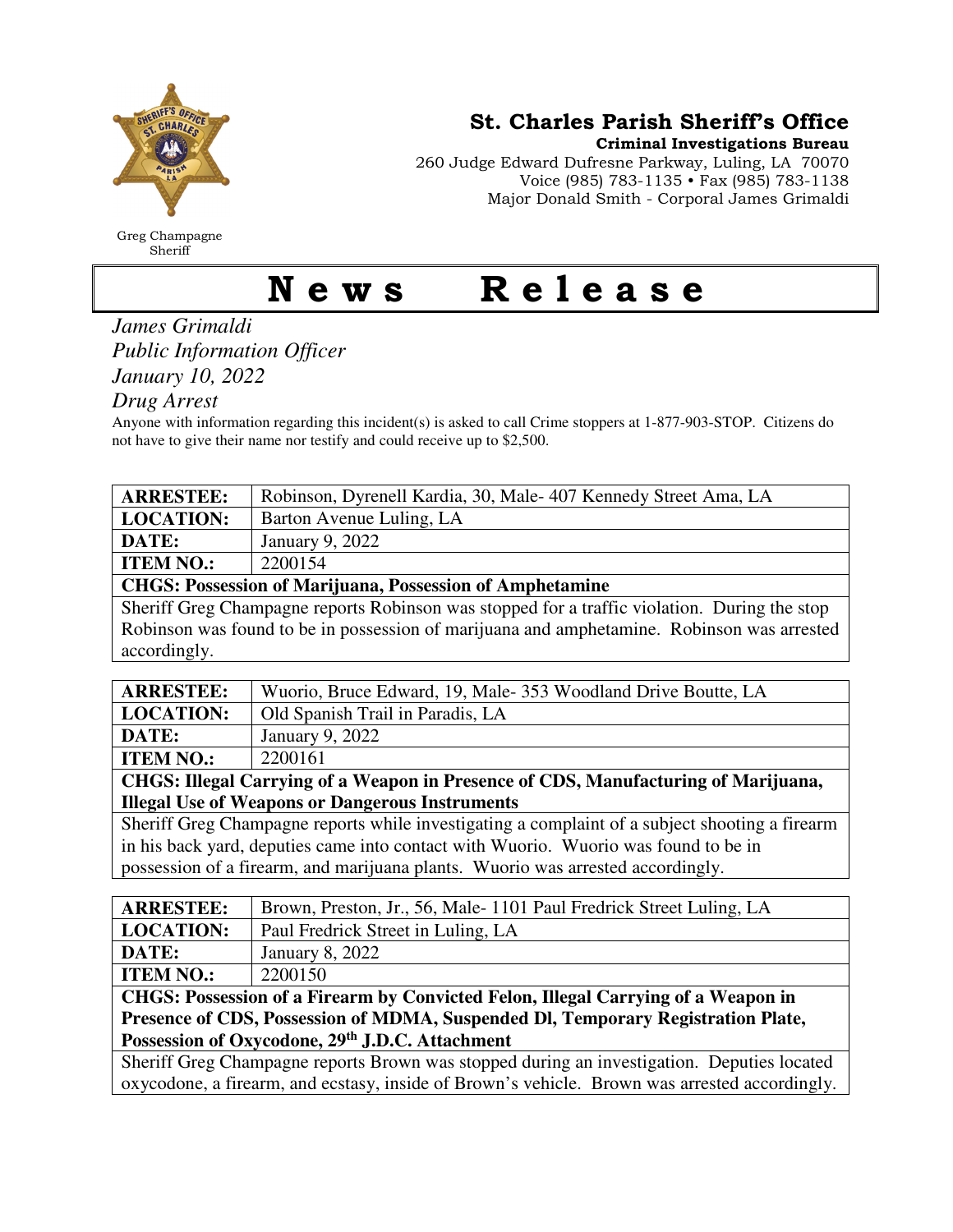Greg Champagne
Sheriff

## St. Charles Parish Sheriff's Office

**Criminal Investigations Bureau**
260 Judge Edward Dufresne Parkway, Luling, LA 70070
Voice (985) 783-1135 • Fax (985) 783-1138
Major Donald Smith - Corporal James Grimaldi

# News Release

*James Grimaldi*
*Public Information Officer*
*January 10, 2022*
*Drug Arrest*

Anyone with information regarding this incident(s) is asked to call Crime stoppers at 1-877-903-STOP. Citizens do not have to give their name nor testify and could receive up to $2,500.

| **ARRESTEE:** | Robinson, Dyrenell Kardia, 30, Male- 407 Kennedy Street Ama, LA |
|---|---|
| **LOCATION:** | Barton Avenue Luling, LA |
| **DATE:** | January 9, 2022 |
| **ITEM NO.:** | 2200154 |
| **CHGS: Possession of Marijuana, Possession of Amphetamine** | |
| Sheriff Greg Champagne reports Robinson was stopped for a traffic violation. During the stop Robinson was found to be in possession of marijuana and amphetamine. Robinson was arrested accordingly. | |

| **ARRESTEE:** | Wuorio, Bruce Edward, 19, Male- 353 Woodland Drive Boutte, LA |
|---|---|
| **LOCATION:** | Old Spanish Trail in Paradis, LA |
| **DATE:** | January 9, 2022 |
| **ITEM NO.:** | 2200161 |
| **CHGS: Illegal Carrying of a Weapon in Presence of CDS, Manufacturing of Marijuana, Illegal Use of Weapons or Dangerous Instruments** | |
| Sheriff Greg Champagne reports while investigating a complaint of a subject shooting a firearm in his back yard, deputies came into contact with Wuorio. Wuorio was found to be in possession of a firearm, and marijuana plants. Wuorio was arrested accordingly. | |

| **ARRESTEE:** | Brown, Preston, Jr., 56, Male- 1101 Paul Fredrick Street Luling, LA |
|---|---|
| **LOCATION:** | Paul Fredrick Street in Luling, LA |
| **DATE:** | January 8, 2022 |
| **ITEM NO.:** | 2200150 |
| **CHGS: Possession of a Firearm by Convicted Felon, Illegal Carrying of a Weapon in Presence of CDS, Possession of MDMA, Suspended Dl, Temporary Registration Plate, Possession of Oxycodone, 29th J.D.C. Attachment** | |
| Sheriff Greg Champagne reports Brown was stopped during an investigation. Deputies located oxycodone, a firearm, and ecstasy, inside of Brown's vehicle. Brown was arrested accordingly. | |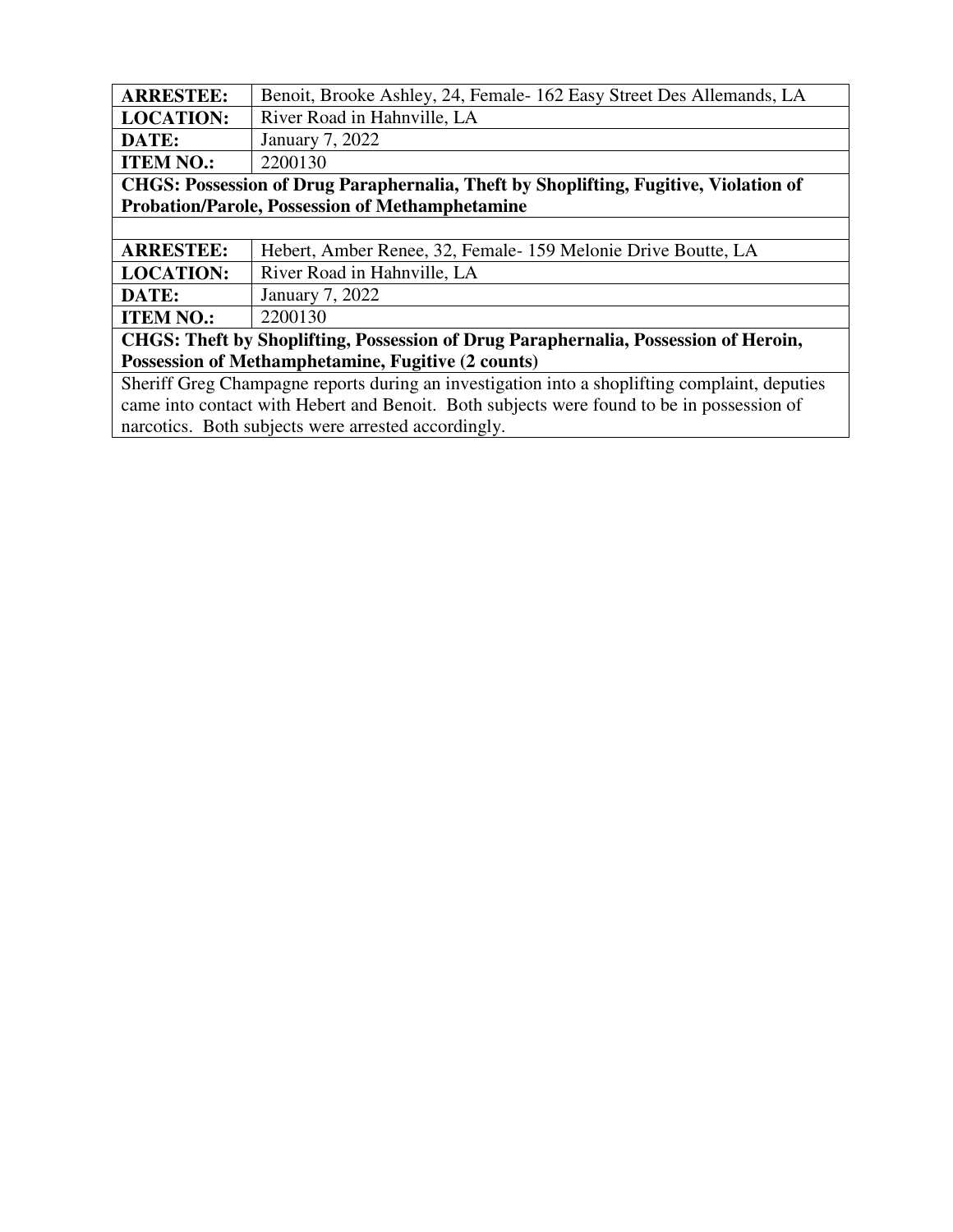| | |
|---|---|
| **ARRESTEE:** | Benoit, Brooke Ashley, 24, Female- 162 Easy Street Des Allemands, LA |
| **LOCATION:** | River Road in Hahnville, LA |
| **DATE:** | January 7, 2022 |
| **ITEM NO.:** | 2200130 |
| **CHGS: Possession of Drug Paraphernalia, Theft by Shoplifting, Fugitive, Violation of Probation/Parole, Possession of Methamphetamine** | |
| | |
| **ARRESTEE:** | Hebert, Amber Renee, 32, Female- 159 Melonie Drive Boutte, LA |
| **LOCATION:** | River Road in Hahnville, LA |
| **DATE:** | January 7, 2022 |
| **ITEM NO.:** | 2200130 |
| **CHGS: Theft by Shoplifting, Possession of Drug Paraphernalia, Possession of Heroin, Possession of Methamphetamine, Fugitive (2 counts)** | |
| Sheriff Greg Champagne reports during an investigation into a shoplifting complaint, deputies came into contact with Hebert and Benoit. Both subjects were found to be in possession of narcotics. Both subjects were arrested accordingly. | |